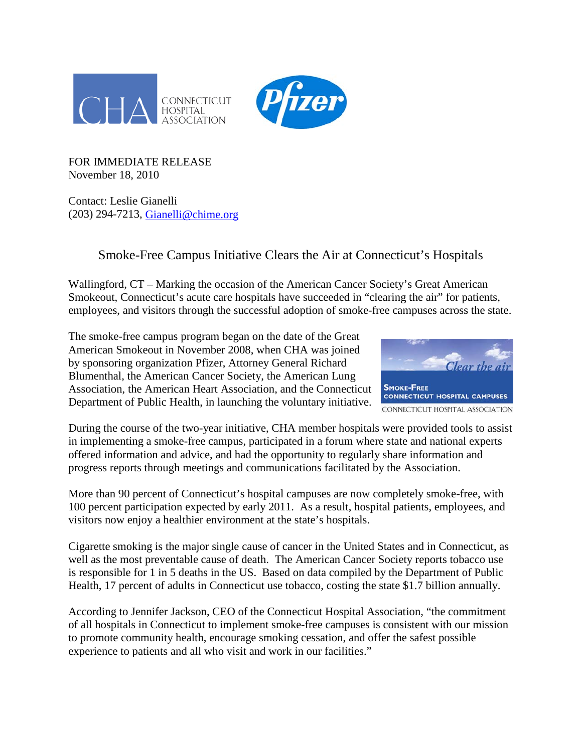FOR IMMEDIATE RELEASE
November 18, 2010

Contact: Leslie Gianelli
(203) 294-7213, Gianelli@chime.org

## Smoke-Free Campus Initiative Clears the Air at Connecticut's Hospitals

Wallingford, CT – Marking the occasion of the American Cancer Society's Great American Smokeout, Connecticut's acute care hospitals have succeeded in "clearing the air" for patients, employees, and visitors through the successful adoption of smoke-free campuses across the state.

The smoke-free campus program began on the date of the Great American Smokeout in November 2008, when CHA was joined by sponsoring organization Pfizer, Attorney General Richard Blumenthal, the American Cancer Society, the American Lung Association, the American Heart Association, and the Connecticut Department of Public Health, in launching the voluntary initiative.

During the course of the two-year initiative, CHA member hospitals were provided tools to assist in implementing a smoke-free campus, participated in a forum where state and national experts offered information and advice, and had the opportunity to regularly share information and progress reports through meetings and communications facilitated by the Association.

More than 90 percent of Connecticut's hospital campuses are now completely smoke-free, with 100 percent participation expected by early 2011. As a result, hospital patients, employees, and visitors now enjoy a healthier environment at the state's hospitals.

Cigarette smoking is the major single cause of cancer in the United States and in Connecticut, as well as the most preventable cause of death. The American Cancer Society reports tobacco use is responsible for 1 in 5 deaths in the US. Based on data compiled by the Department of Public Health, 17 percent of adults in Connecticut use tobacco, costing the state $1.7 billion annually.

According to Jennifer Jackson, CEO of the Connecticut Hospital Association, "the commitment of all hospitals in Connecticut to implement smoke-free campuses is consistent with our mission to promote community health, encourage smoking cessation, and offer the safest possible experience to patients and all who visit and work in our facilities."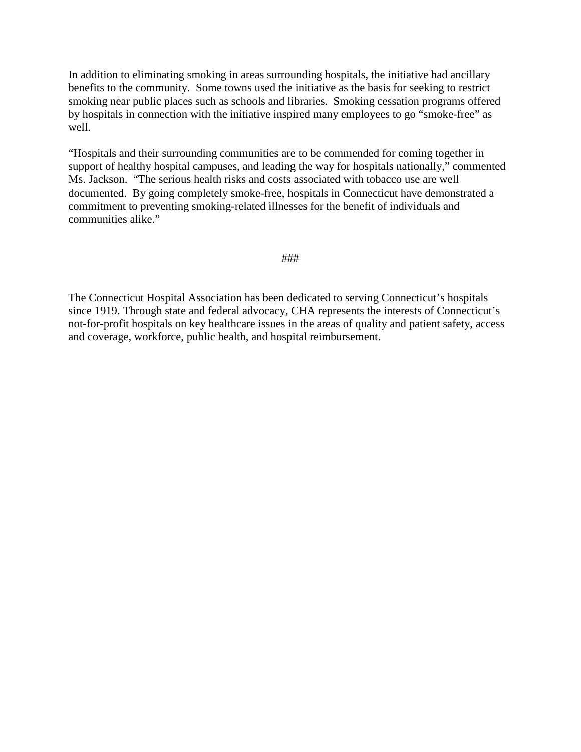In addition to eliminating smoking in areas surrounding hospitals, the initiative had ancillary benefits to the community. Some towns used the initiative as the basis for seeking to restrict smoking near public places such as schools and libraries. Smoking cessation programs offered by hospitals in connection with the initiative inspired many employees to go "smoke-free" as well.

"Hospitals and their surrounding communities are to be commended for coming together in support of healthy hospital campuses, and leading the way for hospitals nationally," commented Ms. Jackson. "The serious health risks and costs associated with tobacco use are well documented. By going completely smoke-free, hospitals in Connecticut have demonstrated a commitment to preventing smoking-related illnesses for the benefit of individuals and communities alike."

###

The Connecticut Hospital Association has been dedicated to serving Connecticut's hospitals since 1919. Through state and federal advocacy, CHA represents the interests of Connecticut's not-for-profit hospitals on key healthcare issues in the areas of quality and patient safety, access and coverage, workforce, public health, and hospital reimbursement.